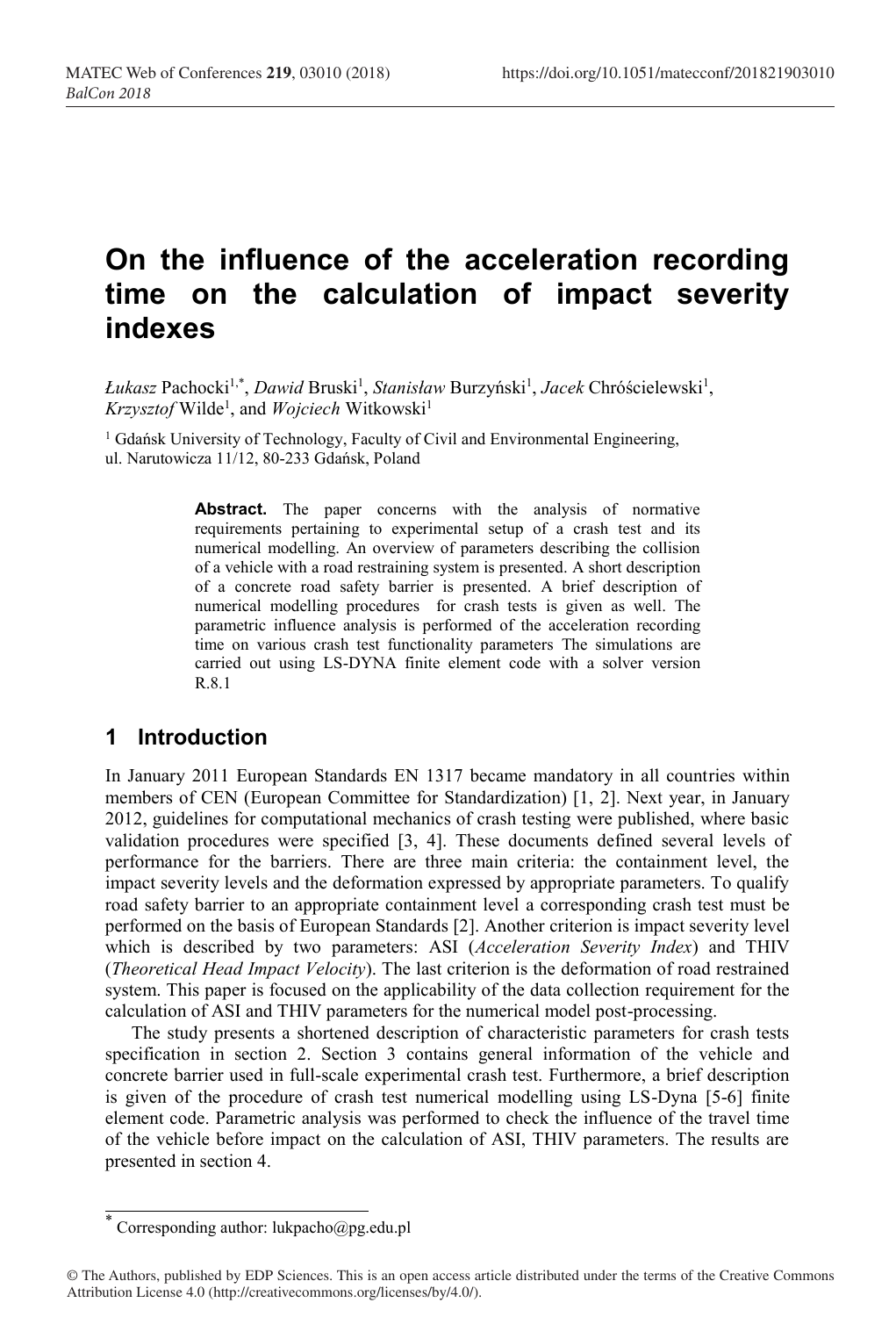# On the influence of the acceleration recording time on the calculation of impact severity indexes

*Łukasz* Pachocki[1,*], *Dawid* Bruski[1], *Stanisław* Burzyński[1], *Jacek* Chróścielewski[1], *Krzysztof* Wilde[1], and *Wojciech* Witkowski[1]

[1] Gdańsk University of Technology, Faculty of Civil and Environmental Engineering, ul. Narutowicza 11/12, 80-233 Gdańsk, Poland

**Abstract.** The paper concerns with the analysis of normative requirements pertaining to experimental setup of a crash test and its numerical modelling. An overview of parameters describing the collision of a vehicle with a road restraining system is presented. A short description of a concrete road safety barrier is presented. A brief description of numerical modelling procedures for crash tests is given as well. The parametric influence analysis is performed of the acceleration recording time on various crash test functionality parameters The simulations are carried out using LS-DYNA finite element code with a solver version R.8.1

## 1 Introduction

In January 2011 European Standards EN 1317 became mandatory in all countries within members of CEN (European Committee for Standardization) [1, 2]. Next year, in January 2012, guidelines for computational mechanics of crash testing were published, where basic validation procedures were specified [3, 4]. These documents defined several levels of performance for the barriers. There are three main criteria: the containment level, the impact severity levels and the deformation expressed by appropriate parameters. To qualify road safety barrier to an appropriate containment level a corresponding crash test must be performed on the basis of European Standards [2]. Another criterion is impact severity level which is described by two parameters: ASI (*Acceleration Severity Index*) and THIV (*Theoretical Head Impact Velocity*). The last criterion is the deformation of road restrained system. This paper is focused on the applicability of the data collection requirement for the calculation of ASI and THIV parameters for the numerical model post-processing.

The study presents a shortened description of characteristic parameters for crash tests specification in section 2. Section 3 contains general information of the vehicle and concrete barrier used in full-scale experimental crash test. Furthermore, a brief description is given of the procedure of crash test numerical modelling using LS-Dyna [5-6] finite element code. Parametric analysis was performed to check the influence of the travel time of the vehicle before impact on the calculation of ASI, THIV parameters. The results are presented in section 4.

* Corresponding author: lukpacho@pg.edu.pl

© The Authors, published by EDP Sciences. This is an open access article distributed under the terms of the Creative Commons Attribution License 4.0 (http://creativecommons.org/licenses/by/4.0/).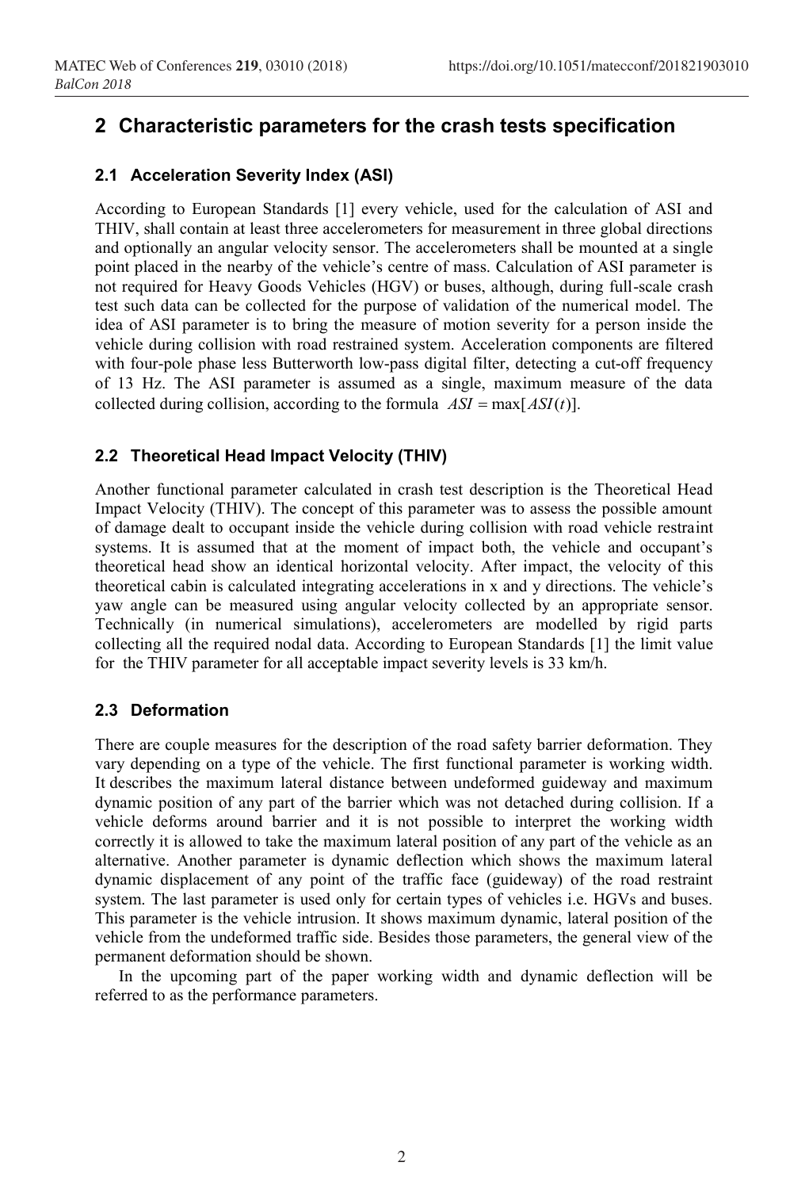## 2 Characteristic parameters for the crash tests specification

### 2.1 Acceleration Severity Index (ASI)

According to European Standards [1] every vehicle, used for the calculation of ASI and THIV, shall contain at least three accelerometers for measurement in three global directions and optionally an angular velocity sensor. The accelerometers shall be mounted at a single point placed in the nearby of the vehicle's centre of mass. Calculation of ASI parameter is not required for Heavy Goods Vehicles (HGV) or buses, although, during full-scale crash test such data can be collected for the purpose of validation of the numerical model. The idea of ASI parameter is to bring the measure of motion severity for a person inside the vehicle during collision with road restrained system. Acceleration components are filtered with four-pole phase less Butterworth low-pass digital filter, detecting a cut-off frequency of 13 Hz. The ASI parameter is assumed as a single, maximum measure of the data collected during collision, according to the formula $ASI = \max[ASI(t)]$.

### 2.2 Theoretical Head Impact Velocity (THIV)

Another functional parameter calculated in crash test description is the Theoretical Head Impact Velocity (THIV). The concept of this parameter was to assess the possible amount of damage dealt to occupant inside the vehicle during collision with road vehicle restraint systems. It is assumed that at the moment of impact both, the vehicle and occupant's theoretical head show an identical horizontal velocity. After impact, the velocity of this theoretical cabin is calculated integrating accelerations in x and y directions. The vehicle's yaw angle can be measured using angular velocity collected by an appropriate sensor. Technically (in numerical simulations), accelerometers are modelled by rigid parts collecting all the required nodal data. According to European Standards [1] the limit value for the THIV parameter for all acceptable impact severity levels is 33 km/h.

### 2.3 Deformation

There are couple measures for the description of the road safety barrier deformation. They vary depending on a type of the vehicle. The first functional parameter is working width. It describes the maximum lateral distance between undeformed guideway and maximum dynamic position of any part of the barrier which was not detached during collision. If a vehicle deforms around barrier and it is not possible to interpret the working width correctly it is allowed to take the maximum lateral position of any part of the vehicle as an alternative. Another parameter is dynamic deflection which shows the maximum lateral dynamic displacement of any point of the traffic face (guideway) of the road restraint system. The last parameter is used only for certain types of vehicles i.e. HGVs and buses. This parameter is the vehicle intrusion. It shows maximum dynamic, lateral position of the vehicle from the undeformed traffic side. Besides those parameters, the general view of the permanent deformation should be shown.

In the upcoming part of the paper working width and dynamic deflection will be referred to as the performance parameters.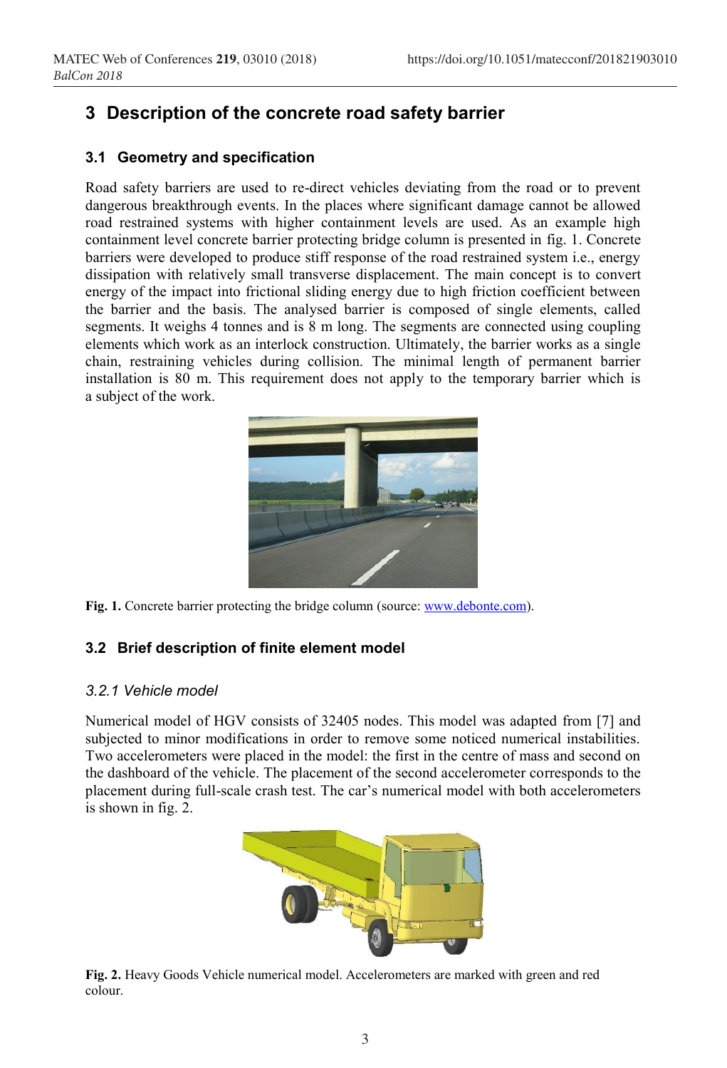## 3 Description of the concrete road safety barrier

### 3.1 Geometry and specification

Road safety barriers are used to re-direct vehicles deviating from the road or to prevent dangerous breakthrough events. In the places where significant damage cannot be allowed road restrained systems with higher containment levels are used. As an example high containment level concrete barrier protecting bridge column is presented in fig. 1. Concrete barriers were developed to produce stiff response of the road restrained system i.e., energy dissipation with relatively small transverse displacement. The main concept is to convert energy of the impact into frictional sliding energy due to high friction coefficient between the barrier and the basis. The analysed barrier is composed of single elements, called segments. It weighs 4 tonnes and is 8 m long. The segments are connected using coupling elements which work as an interlock construction. Ultimately, the barrier works as a single chain, restraining vehicles during collision. The minimal length of permanent barrier installation is 80 m. This requirement does not apply to the temporary barrier which is a subject of the work.

**Fig. 1.** Concrete barrier protecting the bridge column (source: www.debonte.com).

### 3.2 Brief description of finite element model

#### *3.2.1 Vehicle model*

Numerical model of HGV consists of 32405 nodes. This model was adapted from [7] and subjected to minor modifications in order to remove some noticed numerical instabilities. Two accelerometers were placed in the model: the first in the centre of mass and second on the dashboard of the vehicle. The placement of the second accelerometer corresponds to the placement during full-scale crash test. The car's numerical model with both accelerometers is shown in fig. 2.

**Fig. 2.** Heavy Goods Vehicle numerical model. Accelerometers are marked with green and red colour.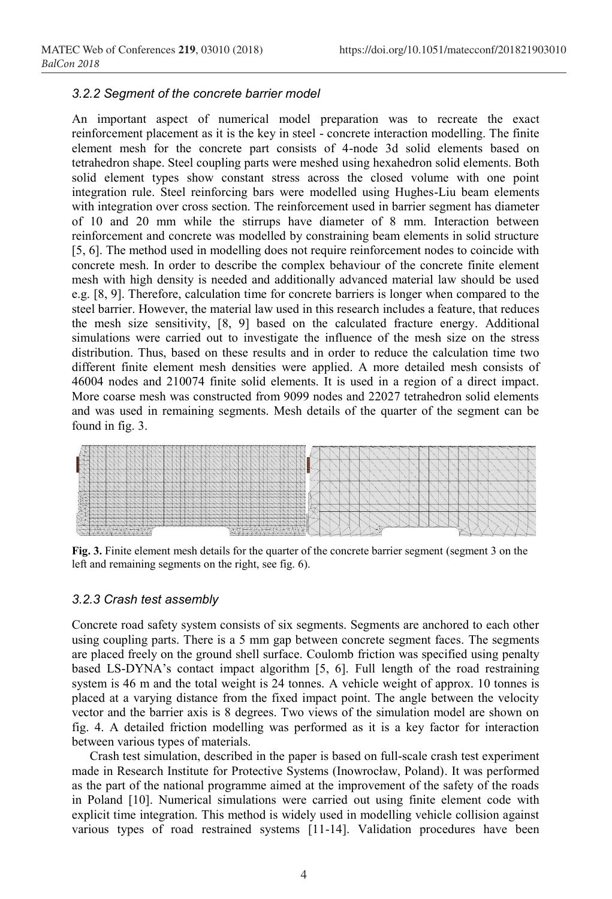### 3.2.2 Segment of the concrete barrier model

An important aspect of numerical model preparation was to recreate the exact reinforcement placement as it is the key in steel - concrete interaction modelling. The finite element mesh for the concrete part consists of 4-node 3d solid elements based on tetrahedron shape. Steel coupling parts were meshed using hexahedron solid elements. Both solid element types show constant stress across the closed volume with one point integration rule. Steel reinforcing bars were modelled using Hughes-Liu beam elements with integration over cross section. The reinforcement used in barrier segment has diameter of 10 and 20 mm while the stirrups have diameter of 8 mm. Interaction between reinforcement and concrete was modelled by constraining beam elements in solid structure [5, 6]. The method used in modelling does not require reinforcement nodes to coincide with concrete mesh. In order to describe the complex behaviour of the concrete finite element mesh with high density is needed and additionally advanced material law should be used e.g. [8, 9]. Therefore, calculation time for concrete barriers is longer when compared to the steel barrier. However, the material law used in this research includes a feature, that reduces the mesh size sensitivity, [8, 9] based on the calculated fracture energy. Additional simulations were carried out to investigate the influence of the mesh size on the stress distribution. Thus, based on these results and in order to reduce the calculation time two different finite element mesh densities were applied. A more detailed mesh consists of 46004 nodes and 210074 finite solid elements. It is used in a region of a direct impact. More coarse mesh was constructed from 9099 nodes and 22027 tetrahedron solid elements and was used in remaining segments. Mesh details of the quarter of the segment can be found in fig. 3.

**Fig. 3.** Finite element mesh details for the quarter of the concrete barrier segment (segment 3 on the left and remaining segments on the right, see fig. 6).

### 3.2.3 Crash test assembly

Concrete road safety system consists of six segments. Segments are anchored to each other using coupling parts. There is a 5 mm gap between concrete segment faces. The segments are placed freely on the ground shell surface. Coulomb friction was specified using penalty based LS-DYNA's contact impact algorithm [5, 6]. Full length of the road restraining system is 46 m and the total weight is 24 tonnes. A vehicle weight of approx. 10 tonnes is placed at a varying distance from the fixed impact point. The angle between the velocity vector and the barrier axis is 8 degrees. Two views of the simulation model are shown on fig. 4. A detailed friction modelling was performed as it is a key factor for interaction between various types of materials.

Crash test simulation, described in the paper is based on full-scale crash test experiment made in Research Institute for Protective Systems (Inowrocław, Poland). It was performed as the part of the national programme aimed at the improvement of the safety of the roads in Poland [10]. Numerical simulations were carried out using finite element code with explicit time integration. This method is widely used in modelling vehicle collision against various types of road restrained systems [11-14]. Validation procedures have been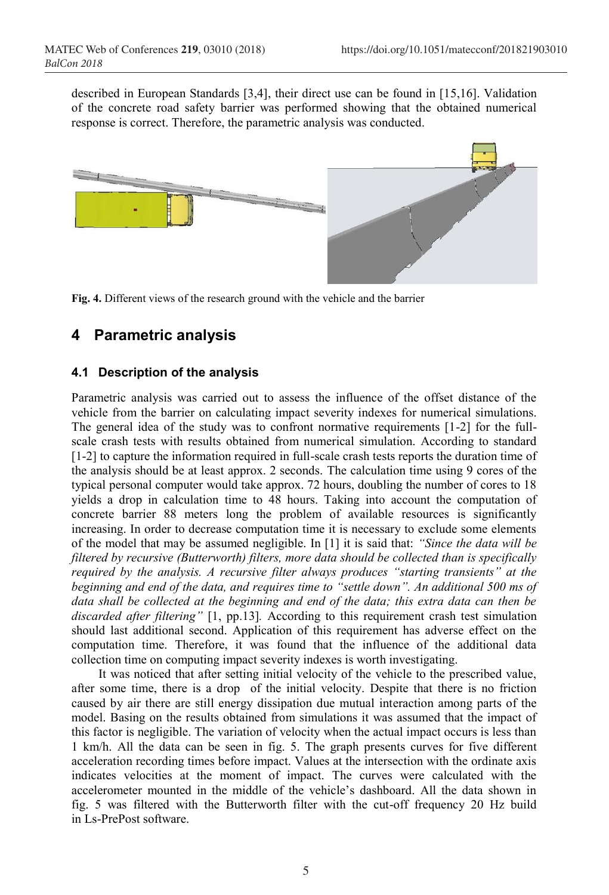described in European Standards [3,4], their direct use can be found in [15,16]. Validation of the concrete road safety barrier was performed showing that the obtained numerical response is correct. Therefore, the parametric analysis was conducted.

**Fig. 4.** Different views of the research ground with the vehicle and the barrier

## 4 Parametric analysis

### 4.1 Description of the analysis

Parametric analysis was carried out to assess the influence of the offset distance of the vehicle from the barrier on calculating impact severity indexes for numerical simulations. The general idea of the study was to confront normative requirements [1-2] for the full-scale crash tests with results obtained from numerical simulation. According to standard [1-2] to capture the information required in full-scale crash tests reports the duration time of the analysis should be at least approx. 2 seconds. The calculation time using 9 cores of the typical personal computer would take approx. 72 hours, doubling the number of cores to 18 yields a drop in calculation time to 48 hours. Taking into account the computation of concrete barrier 88 meters long the problem of available resources is significantly increasing. In order to decrease computation time it is necessary to exclude some elements of the model that may be assumed negligible. In [1] it is said that: *"Since the data will be filtered by recursive (Butterworth) filters, more data should be collected than is specifically required by the analysis. A recursive filter always produces "starting transients" at the beginning and end of the data, and requires time to "settle down". An additional 500 ms of data shall be collected at the beginning and end of the data; this extra data can then be discarded after filtering"* [1, pp.13]. According to this requirement crash test simulation should last additional second. Application of this requirement has adverse effect on the computation time. Therefore, it was found that the influence of the additional data collection time on computing impact severity indexes is worth investigating.

It was noticed that after setting initial velocity of the vehicle to the prescribed value, after some time, there is a drop of the initial velocity. Despite that there is no friction caused by air there are still energy dissipation due mutual interaction among parts of the model. Basing on the results obtained from simulations it was assumed that the impact of this factor is negligible. The variation of velocity when the actual impact occurs is less than 1 km/h. All the data can be seen in fig. 5. The graph presents curves for five different acceleration recording times before impact. Values at the intersection with the ordinate axis indicates velocities at the moment of impact. The curves were calculated with the accelerometer mounted in the middle of the vehicle's dashboard. All the data shown in fig. 5 was filtered with the Butterworth filter with the cut-off frequency 20 Hz build in Ls-PrePost software.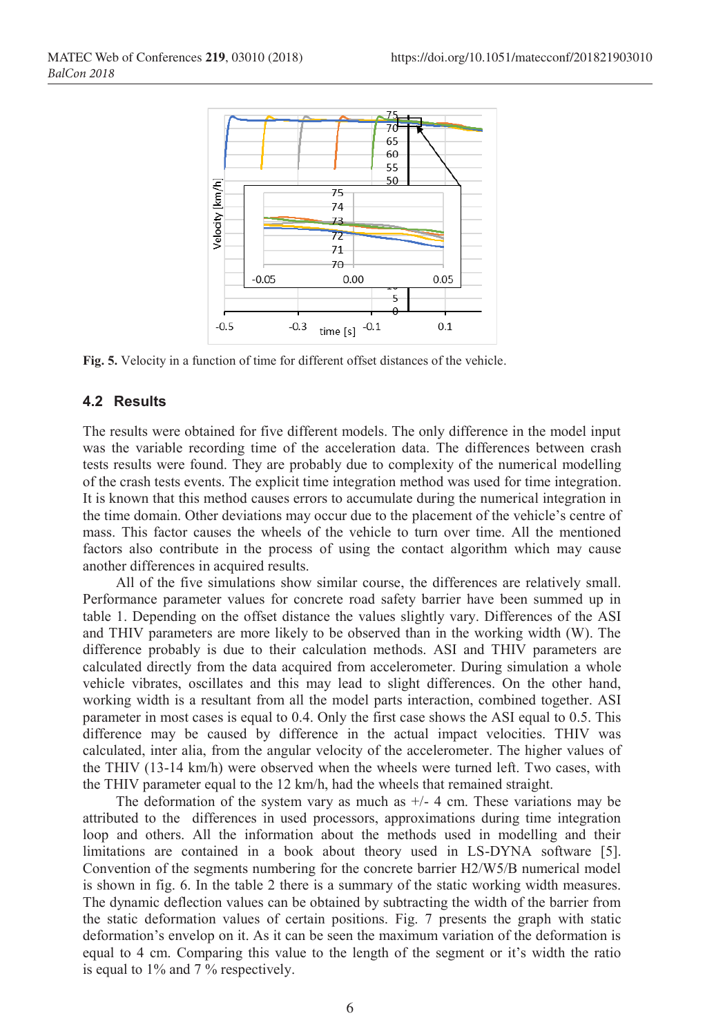Fig. 5. Velocity in a function of time for different offset distances of the vehicle.

### 4.2 Results

The results were obtained for five different models. The only difference in the model input was the variable recording time of the acceleration data. The differences between crash tests results were found. They are probably due to complexity of the numerical modelling of the crash tests events. The explicit time integration method was used for time integration. It is known that this method causes errors to accumulate during the numerical integration in the time domain. Other deviations may occur due to the placement of the vehicle's centre of mass. This factor causes the wheels of the vehicle to turn over time. All the mentioned factors also contribute in the process of using the contact algorithm which may cause another differences in acquired results.

All of the five simulations show similar course, the differences are relatively small. Performance parameter values for concrete road safety barrier have been summed up in table 1. Depending on the offset distance the values slightly vary. Differences of the ASI and THIV parameters are more likely to be observed than in the working width (W). The difference probably is due to their calculation methods. ASI and THIV parameters are calculated directly from the data acquired from accelerometer. During simulation a whole vehicle vibrates, oscillates and this may lead to slight differences. On the other hand, working width is a resultant from all the model parts interaction, combined together. ASI parameter in most cases is equal to 0.4. Only the first case shows the ASI equal to 0.5. This difference may be caused by difference in the actual impact velocities. THIV was calculated, inter alia, from the angular velocity of the accelerometer. The higher values of the THIV (13-14 km/h) were observed when the wheels were turned left. Two cases, with the THIV parameter equal to the 12 km/h, had the wheels that remained straight.

The deformation of the system vary as much as +/- 4 cm. These variations may be attributed to the differences in used processors, approximations during time integration loop and others. All the information about the methods used in modelling and their limitations are contained in a book about theory used in LS-DYNA software [5]. Convention of the segments numbering for the concrete barrier H2/W5/B numerical model is shown in fig. 6. In the table 2 there is a summary of the static working width measures. The dynamic deflection values can be obtained by subtracting the width of the barrier from the static deformation values of certain positions. Fig. 7 presents the graph with static deformation's envelop on it. As it can be seen the maximum variation of the deformation is equal to 4 cm. Comparing this value to the length of the segment or it's width the ratio is equal to 1% and 7 % respectively.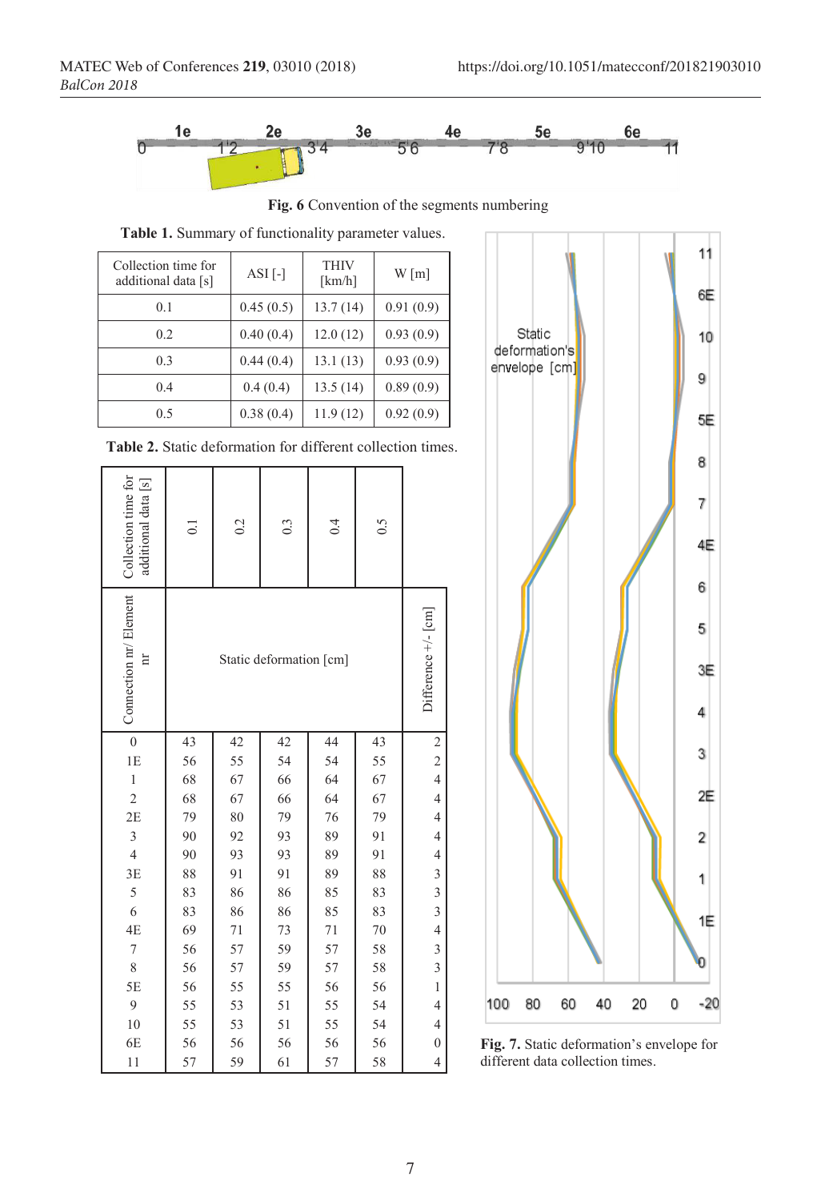Fig. 6 Convention of the segments numbering

Table 1. Summary of functionality parameter values.

| Collection time for additional data [s] | ASI [-] | THIV [km/h] | W [m] |
|---|---|---|---|
| 0.1 | 0.45 (0.5) | 13.7 (14) | 0.91 (0.9) |
| 0.2 | 0.40 (0.4) | 12.0 (12) | 0.93 (0.9) |
| 0.3 | 0.44 (0.4) | 13.1 (13) | 0.93 (0.9) |
| 0.4 | 0.4 (0.4) | 13.5 (14) | 0.89 (0.9) |
| 0.5 | 0.38 (0.4) | 11.9 (12) | 0.92 (0.9) |

Table 2. Static deformation for different collection times.

| Collection time for additional data [s] | 0.1 | 0.2 | 0.3 | 0.4 | 0.5 | |
|---|---|---|---|---|---|---|
| Connection nr/ Element nr | Static deformation [cm] | | | | | Difference +/- [cm] |
| 0 | 43 | 42 | 42 | 44 | 43 | 2 |
| 1E | 56 | 55 | 54 | 54 | 55 | 2 |
| 1 | 68 | 67 | 66 | 64 | 67 | 4 |
| 2 | 68 | 67 | 66 | 64 | 67 | 4 |
| 2E | 79 | 80 | 79 | 76 | 79 | 4 |
| 3 | 90 | 92 | 93 | 89 | 91 | 4 |
| 4 | 90 | 93 | 93 | 89 | 91 | 4 |
| 3E | 88 | 91 | 91 | 89 | 88 | 3 |
| 5 | 83 | 86 | 86 | 85 | 83 | 3 |
| 6 | 83 | 86 | 86 | 85 | 83 | 3 |
| 4E | 69 | 71 | 73 | 71 | 70 | 4 |
| 7 | 56 | 57 | 59 | 57 | 58 | 3 |
| 8 | 56 | 57 | 59 | 57 | 58 | 3 |
| 5E | 56 | 55 | 55 | 56 | 56 | 1 |
| 9 | 55 | 53 | 51 | 55 | 54 | 4 |
| 10 | 55 | 53 | 51 | 55 | 54 | 4 |
| 6E | 56 | 56 | 56 | 56 | 56 | 0 |
| 11 | 57 | 59 | 61 | 57 | 58 | 4 |

Fig. 7. Static deformation's envelope for different data collection times.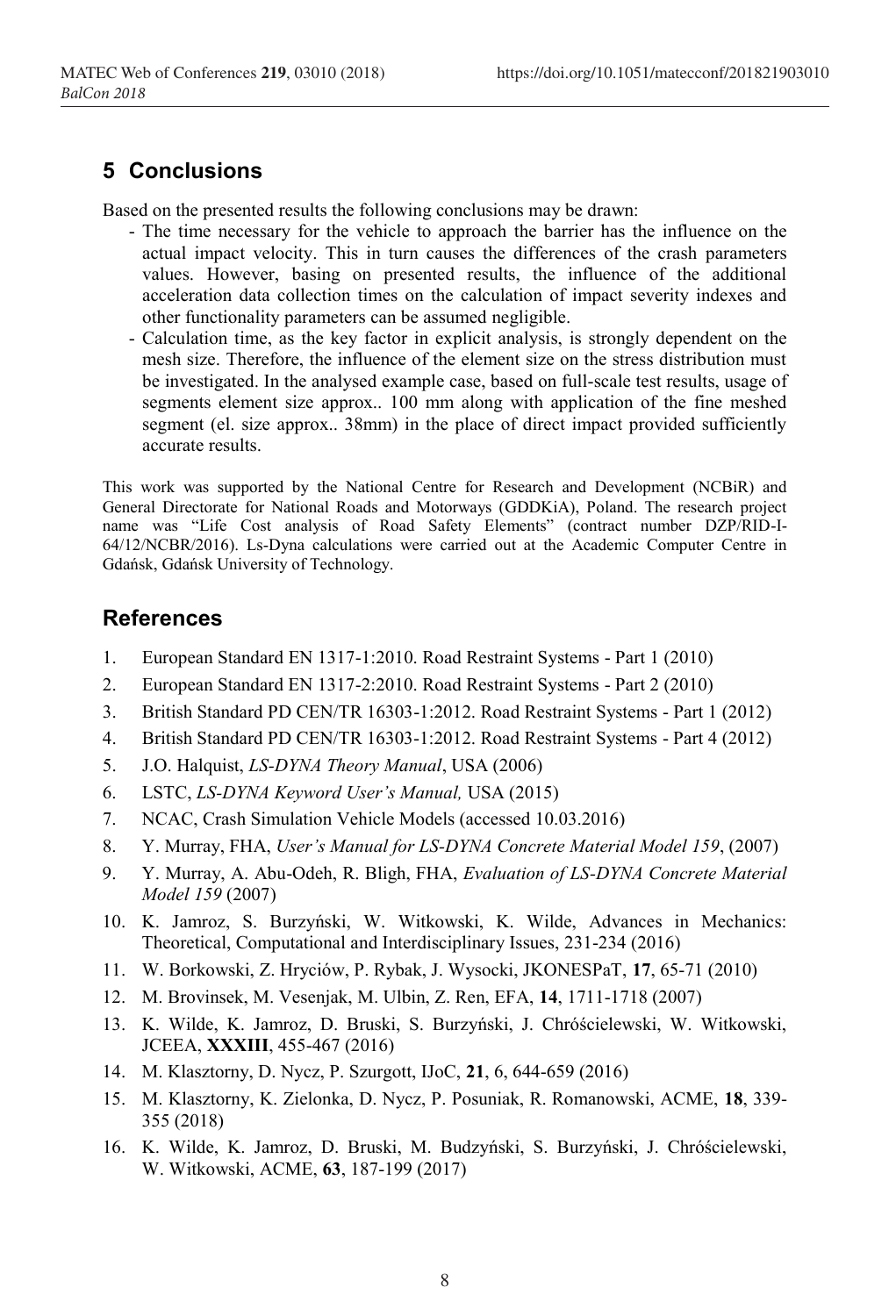## 5 Conclusions

Based on the presented results the following conclusions may be drawn:

- The time necessary for the vehicle to approach the barrier has the influence on the actual impact velocity. This in turn causes the differences of the crash parameters values. However, basing on presented results, the influence of the additional acceleration data collection times on the calculation of impact severity indexes and other functionality parameters can be assumed negligible.
- Calculation time, as the key factor in explicit analysis, is strongly dependent on the mesh size. Therefore, the influence of the element size on the stress distribution must be investigated. In the analysed example case, based on full-scale test results, usage of segments element size approx.. 100 mm along with application of the fine meshed segment (el. size approx.. 38mm) in the place of direct impact provided sufficiently accurate results.

This work was supported by the National Centre for Research and Development (NCBiR) and General Directorate for National Roads and Motorways (GDDKiA), Poland. The research project name was "Life Cost analysis of Road Safety Elements" (contract number DZP/RID-I-64/12/NCBR/2016). Ls-Dyna calculations were carried out at the Academic Computer Centre in Gdańsk, Gdańsk University of Technology.

## References

1. European Standard EN 1317-1:2010. Road Restraint Systems - Part 1 (2010)
2. European Standard EN 1317-2:2010. Road Restraint Systems - Part 2 (2010)
3. British Standard PD CEN/TR 16303-1:2012. Road Restraint Systems - Part 1 (2012)
4. British Standard PD CEN/TR 16303-1:2012. Road Restraint Systems - Part 4 (2012)
5. J.O. Halquist, *LS-DYNA Theory Manual*, USA (2006)
6. LSTC, *LS-DYNA Keyword User's Manual,* USA (2015)
7. NCAC, Crash Simulation Vehicle Models (accessed 10.03.2016)
8. Y. Murray, FHA, *User's Manual for LS-DYNA Concrete Material Model 159*, (2007)
9. Y. Murray, A. Abu-Odeh, R. Bligh, FHA, *Evaluation of LS-DYNA Concrete Material Model 159* (2007)
10. K. Jamroz, S. Burzyński, W. Witkowski, K. Wilde, Advances in Mechanics: Theoretical, Computational and Interdisciplinary Issues, 231-234 (2016)
11. W. Borkowski, Z. Hryciów, P. Rybak, J. Wysocki, JKONESPaT, **17**, 65-71 (2010)
12. M. Brovinsek, M. Vesenjak, M. Ulbin, Z. Ren, EFA, **14**, 1711-1718 (2007)
13. K. Wilde, K. Jamroz, D. Bruski, S. Burzyński, J. Chróścielewski, W. Witkowski, JCEEA, **XXXIII**, 455-467 (2016)
14. M. Klasztorny, D. Nycz, P. Szurgott, IJoC, **21**, 6, 644-659 (2016)
15. M. Klasztorny, K. Zielonka, D. Nycz, P. Posuniak, R. Romanowski, ACME, **18**, 339-355 (2018)
16. K. Wilde, K. Jamroz, D. Bruski, M. Budzyński, S. Burzyński, J. Chróścielewski, W. Witkowski, ACME, **63**, 187-199 (2017)